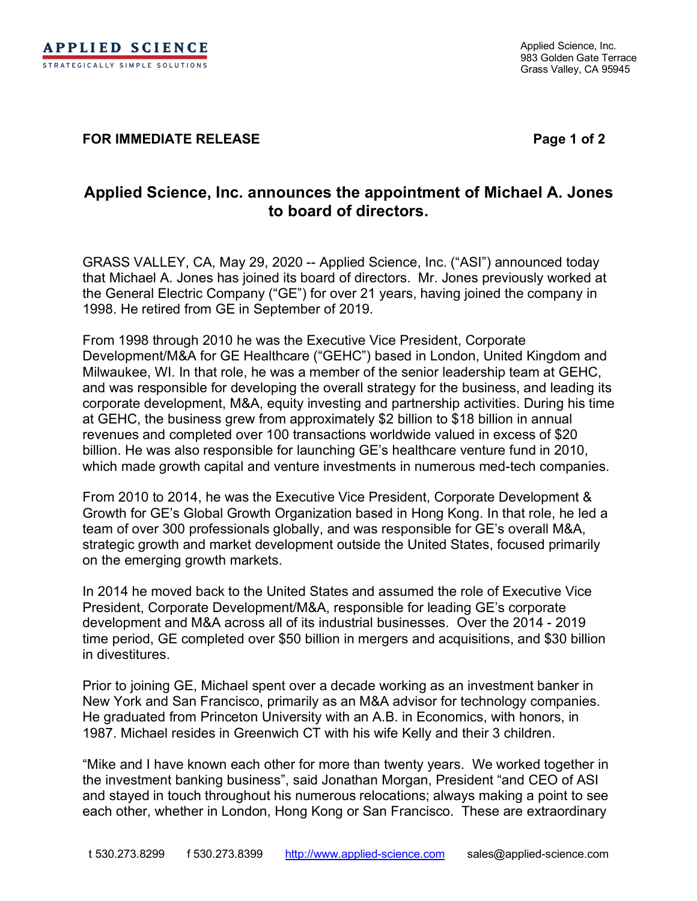**APPLIED SCIENCE**
STRATEGICALLY SIMPLE SOLUTIONS

Applied Science, Inc.
983 Golden Gate Terrace
Grass Valley, CA 95945

**FOR IMMEDIATE RELEASE**

## Applied Science, Inc. announces the appointment of Michael A. Jones to board of directors.

GRASS VALLEY, CA, May 29, 2020 -- Applied Science, Inc. ("ASI") announced today that Michael A. Jones has joined its board of directors. Mr. Jones previously worked at the General Electric Company ("GE") for over 21 years, having joined the company in 1998. He retired from GE in September of 2019.

From 1998 through 2010 he was the Executive Vice President, Corporate Development/M&A for GE Healthcare ("GEHC") based in London, United Kingdom and Milwaukee, WI. In that role, he was a member of the senior leadership team at GEHC, and was responsible for developing the overall strategy for the business, and leading its corporate development, M&A, equity investing and partnership activities. During his time at GEHC, the business grew from approximately $2 billion to $18 billion in annual revenues and completed over 100 transactions worldwide valued in excess of $20 billion. He was also responsible for launching GE's healthcare venture fund in 2010, which made growth capital and venture investments in numerous med-tech companies.

From 2010 to 2014, he was the Executive Vice President, Corporate Development & Growth for GE's Global Growth Organization based in Hong Kong. In that role, he led a team of over 300 professionals globally, and was responsible for GE's overall M&A, strategic growth and market development outside the United States, focused primarily on the emerging growth markets.

In 2014 he moved back to the United States and assumed the role of Executive Vice President, Corporate Development/M&A, responsible for leading GE's corporate development and M&A across all of its industrial businesses. Over the 2014 - 2019 time period, GE completed over $50 billion in mergers and acquisitions, and $30 billion in divestitures.

Prior to joining GE, Michael spent over a decade working as an investment banker in New York and San Francisco, primarily as an M&A advisor for technology companies. He graduated from Princeton University with an A.B. in Economics, with honors, in 1987. Michael resides in Greenwich CT with his wife Kelly and their 3 children.

"Mike and I have known each other for more than twenty years. We worked together in the investment banking business", said Jonathan Morgan, President "and CEO of ASI and stayed in touch throughout his numerous relocations; always making a point to see each other, whether in London, Hong Kong or San Francisco. These are extraordinary

t 530.273.8299 f 530.273.8399 http://www.applied-science.com sales@applied-science.com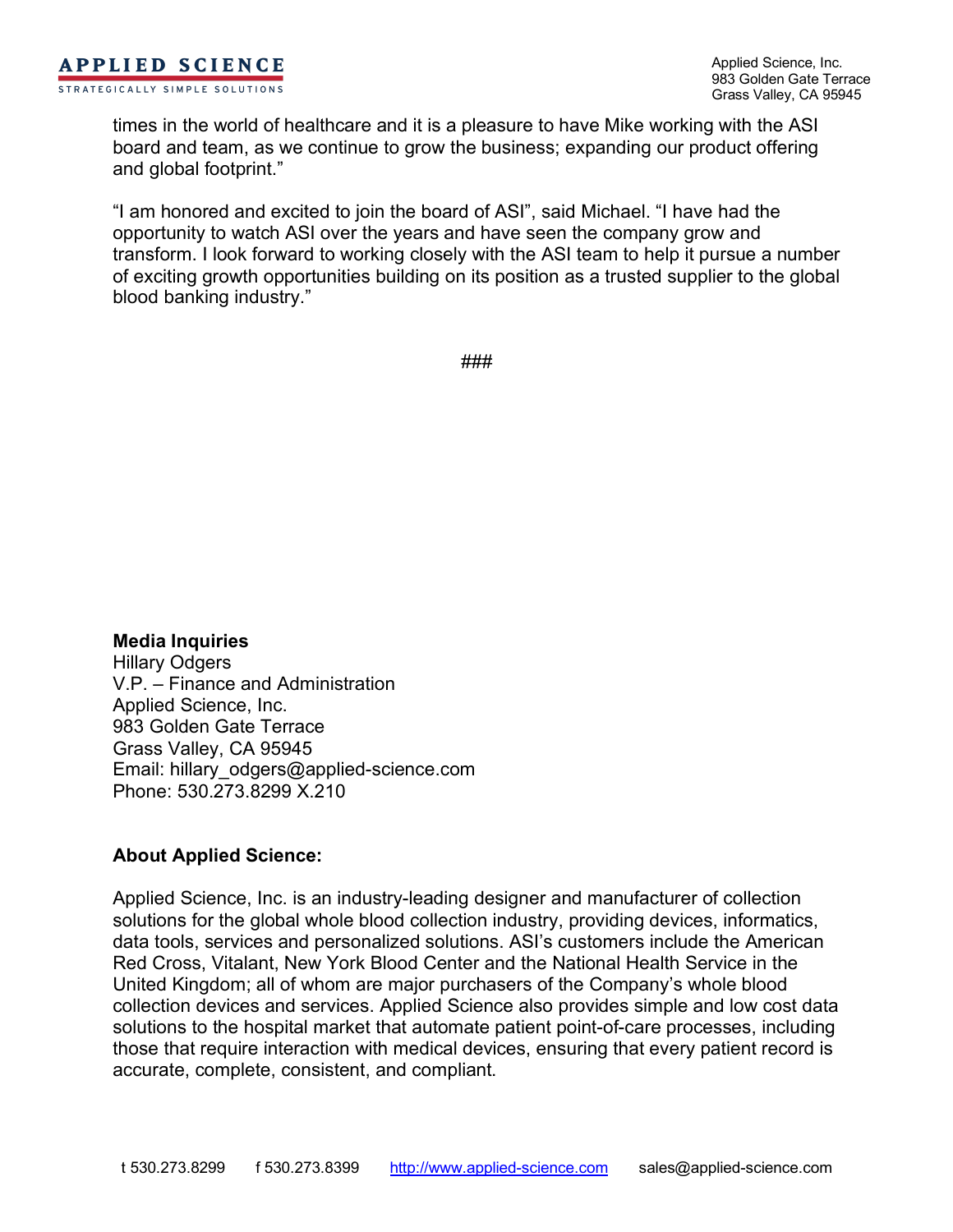times in the world of healthcare and it is a pleasure to have Mike working with the ASI board and team, as we continue to grow the business; expanding our product offering and global footprint."

"I am honored and excited to join the board of ASI", said Michael. "I have had the opportunity to watch ASI over the years and have seen the company grow and transform. I look forward to working closely with the ASI team to help it pursue a number of exciting growth opportunities building on its position as a trusted supplier to the global blood banking industry."

###

**Media Inquiries**
Hillary Odgers
V.P. – Finance and Administration
Applied Science, Inc.
983 Golden Gate Terrace
Grass Valley, CA 95945
Email: hillary_odgers@applied-science.com
Phone: 530.273.8299 X.210

**About Applied Science:**

Applied Science, Inc. is an industry-leading designer and manufacturer of collection solutions for the global whole blood collection industry, providing devices, informatics, data tools, services and personalized solutions. ASI's customers include the American Red Cross, Vitalant, New York Blood Center and the National Health Service in the United Kingdom; all of whom are major purchasers of the Company's whole blood collection devices and services. Applied Science also provides simple and low cost data solutions to the hospital market that automate patient point-of-care processes, including those that require interaction with medical devices, ensuring that every patient record is accurate, complete, consistent, and compliant.